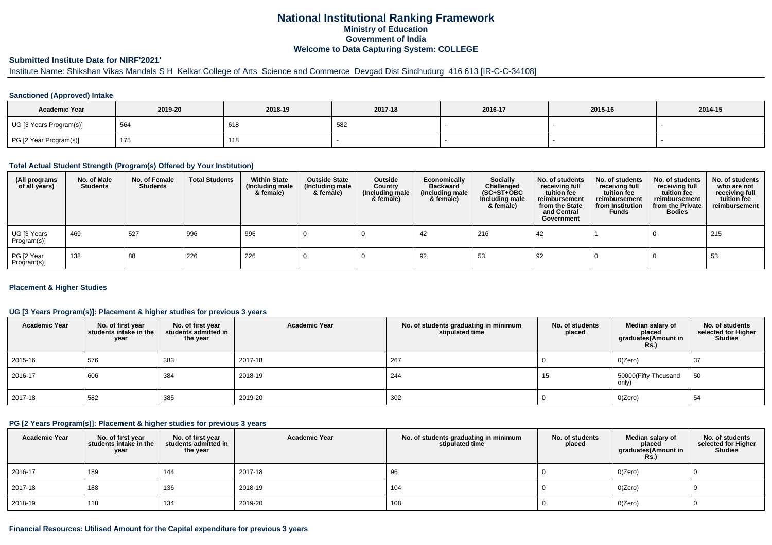# National Institutional Ranking Framework
## Ministry of Education
## Government of India
## Welcome to Data Capturing System: COLLEGE

### Submitted Institute Data for NIRF'2021'

Institute Name: Shikshan Vikas Mandals S H Kelkar College of Arts Science and Commerce Devgad Dist Sindhudurg 416 613 [IR-C-C-34108]

#### Sanctioned (Approved) Intake

| Academic Year | 2019-20 | 2018-19 | 2017-18 | 2016-17 | 2015-16 | 2014-15 |
|---|---|---|---|---|---|---|
| UG [3 Years Program(s)] | 564 | 618 | 582 | - | - | - |
| PG [2 Year Program(s)] | 175 | 118 | - | - | - | - |

#### Total Actual Student Strength (Program(s) Offered by Your Institution)

| (All programs of all years) | No. of Male Students | No. of Female Students | Total Students | Within State (Including male & female) | Outside State (Including male & female) | Outside Country (Including male & female) | Economically Backward (Including male & female) | Socially Challenged (SC+ST+OBC Including male & female) | No. of students receiving full tuition fee reimbursement from the State and Central Government | No. of students receiving full tuition fee reimbursement from Institution Funds | No. of students receiving full tuition fee reimbursement from the Private Bodies | No. of students who are not receiving full tuition fee reimbursement |
|---|---|---|---|---|---|---|---|---|---|---|---|---|
| UG [3 Years Program(s)] | 469 | 527 | 996 | 996 | 0 | 0 | 42 | 216 | 42 | 1 | 0 | 215 |
| PG [2 Year Program(s)] | 138 | 88 | 226 | 226 | 0 | 0 | 92 | 53 | 92 | 0 | 0 | 53 |

#### Placement & Higher Studies

#### UG [3 Years Program(s)]: Placement & higher studies for previous 3 years

| Academic Year | No. of first year students intake in the year | No. of first year students admitted in the year | Academic Year | No. of students graduating in minimum stipulated time | No. of students placed | Median salary of placed graduates(Amount in Rs.) | No. of students selected for Higher Studies |
|---|---|---|---|---|---|---|---|
| 2015-16 | 576 | 383 | 2017-18 | 267 | 0 | 0(Zero) | 37 |
| 2016-17 | 606 | 384 | 2018-19 | 244 | 15 | 50000(Fifty Thousand only) | 50 |
| 2017-18 | 582 | 385 | 2019-20 | 302 | 0 | 0(Zero) | 54 |

#### PG [2 Years Program(s)]: Placement & higher studies for previous 3 years

| Academic Year | No. of first year students intake in the year | No. of first year students admitted in the year | Academic Year | No. of students graduating in minimum stipulated time | No. of students placed | Median salary of placed graduates(Amount in Rs.) | No. of students selected for Higher Studies |
|---|---|---|---|---|---|---|---|
| 2016-17 | 189 | 144 | 2017-18 | 96 | 0 | 0(Zero) | 0 |
| 2017-18 | 188 | 136 | 2018-19 | 104 | 0 | 0(Zero) | 0 |
| 2018-19 | 118 | 134 | 2019-20 | 108 | 0 | 0(Zero) | 0 |

#### Financial Resources: Utilised Amount for the Capital expenditure for previous 3 years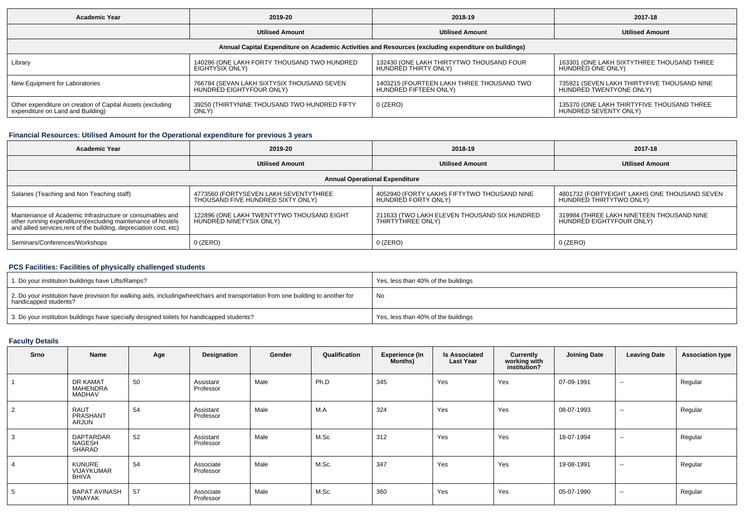| Academic Year | 2019-20 | 2018-19 | 2017-18 |
|---|---|---|---|
| | Utilised Amount | Utilised Amount | Utilised Amount |
| Annual Capital Expenditure on Academic Activities and Resources (excluding expenditure on buildings) | | | |
| Library | 140286 (ONE LAKH FORTY THOUSAND TWO HUNDRED EIGHTYSIX ONLY) | 132430 (ONE LAKH THIRTYTWO THOUSAND FOUR HUNDRED THIRTY ONLY) | 163301 (ONE LAKH SIXTYTHREE THOUSAND THREE HUNDRED ONE ONLY) |
| New Equipment for Laboratories | 766784 (SEVAN LAKH SIXTYSIX THOUSAND SEVEN HUNDRED EIGHTYFOUR ONLY) | 1403215 (FOURTEEN LAKH THREE THOUSAND TWO HUNDRED FIFTEEN ONLY) | 735921 (SEVEN LAKH THIRTYFIVE THOUSAND NINE HUNDRED TWENTYONE ONLY) |
| Other expenditure on creation of Capital Assets (excluding expenditure on Land and Building) | 39250 (THIRTYNINE THOUSAND TWO HUNDRED FIFTY ONLY) | 0 (ZERO) | 135370 (ONE LAKH THIRTYFIVE THOUSAND THREE HUNDRED SEVENTY ONLY) |

## Financial Resources: Utilised Amount for the Operational expenditure for previous 3 years

| Academic Year | 2019-20 | 2018-19 | 2017-18 |
|---|---|---|---|
| | Utilised Amount | Utilised Amount | Utilised Amount |
| Annual Operational Expenditure | | | |
| Salaries (Teaching and Non Teaching staff) | 4773560 (FORTYSEVEN LAKH SEVENTYTHREE THOUSAND FIVE HUNDRED SIXTY ONLY) | 4052940 (FORTY LAKHS FIFTYTWO THOUSAND NINE HUNDRED FORTY ONLY) | 4801732 (FORTYEIGHT LAKHS ONE THOUSAND SEVEN HUNDRED THIRTYTWO ONLY) |
| Maintenance of Academic Infrastructure or consumables and other running expenditures(excluding maintenance of hostels and allied services,rent of the building, depreciation cost, etc) | 122896 (ONE LAKH TWENTYTWO THOUSAND EIGHT HUNDRED NINETYSIX ONLY) | 211633 (TWO LAKH ELEVEN THOUSAND SIX HUNDRED THIRTYTHREE ONLY) | 319984 (THREE LAKH NINETEEN THOUSAND NINE HUNDRED EIGHTYFOUR ONLY) |
| Seminars/Conferences/Workshops | 0 (ZERO) | 0 (ZERO) | 0 (ZERO) |

## PCS Facilities: Facilities of physically challenged students

| | |
|---|---|
| 1. Do your institution buildings have Lifts/Ramps? | Yes, less than 40% of the buildings |
| 2. Do your institution have provision for walking aids, includingwheelchairs and transportation from one building to another for handicapped students? | No |
| 3. Do your institution buildings have specially designed toilets for handicapped students? | Yes, less than 40% of the buildings |

## Faculty Details

| Srno | Name | Age | Designation | Gender | Qualification | Experience (In Months) | Is Associated Last Year | Currently working with institution? | Joining Date | Leaving Date | Association type |
|---|---|---|---|---|---|---|---|---|---|---|---|
| 1 | DR KAMAT MAHENDRA MADHAV | 50 | Assistant Professor | Male | Ph.D | 345 | Yes | Yes | 07-09-1991 | -- | Regular |
| 2 | RAUT PRASHANT ARJUN | 54 | Assistant Professor | Male | M.A | 324 | Yes | Yes | 08-07-1993 | -- | Regular |
| 3 | DAPTARDAR NAGESH SHARAD | 52 | Assistant Professor | Male | M.Sc. | 312 | Yes | Yes | 18-07-1994 | -- | Regular |
| 4 | KUNURE VIJAYKUMAR BHIVA | 54 | Associate Professor | Male | M.Sc. | 347 | Yes | Yes | 19-08-1991 | -- | Regular |
| 5 | BAPAT AVINASH VINAYAK | 57 | Associate Professor | Male | M.Sc. | 360 | Yes | Yes | 05-07-1990 | -- | Regular |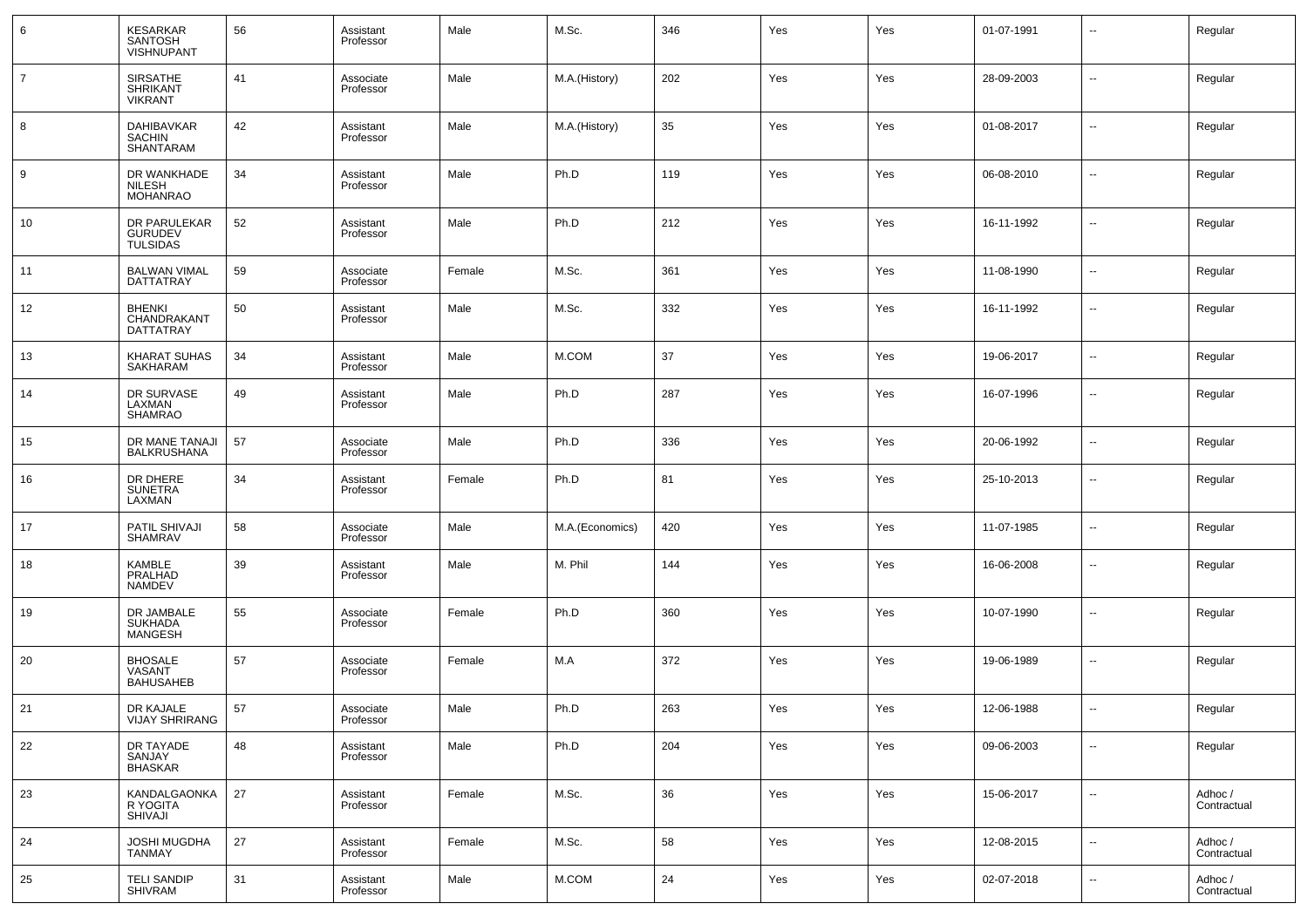| 6 | KESARKAR SANTOSH VISHNUPANT | 56 | Assistant Professor | Male | M.Sc. | 346 | Yes | Yes | 01-07-1991 | -- | Regular |
|---|---|---|---|---|---|---|---|---|---|---|---|
| 7 | SIRSATHE SHRIKANT VIKRANT | 41 | Associate Professor | Male | M.A.(History) | 202 | Yes | Yes | 28-09-2003 | -- | Regular |
| 8 | DAHIBAVKAR SACHIN SHANTARAM | 42 | Assistant Professor | Male | M.A.(History) | 35 | Yes | Yes | 01-08-2017 | -- | Regular |
| 9 | DR WANKHADE NILESH MOHANRAO | 34 | Assistant Professor | Male | Ph.D | 119 | Yes | Yes | 06-08-2010 | -- | Regular |
| 10 | DR PARULEKAR GURUDEV TULSIDAS | 52 | Assistant Professor | Male | Ph.D | 212 | Yes | Yes | 16-11-1992 | -- | Regular |
| 11 | BALWAN VIMAL DATTATRAY | 59 | Associate Professor | Female | M.Sc. | 361 | Yes | Yes | 11-08-1990 | -- | Regular |
| 12 | BHENKI CHANDRAKANT DATTATRAY | 50 | Assistant Professor | Male | M.Sc. | 332 | Yes | Yes | 16-11-1992 | -- | Regular |
| 13 | KHARAT SUHAS SAKHARAM | 34 | Assistant Professor | Male | M.COM | 37 | Yes | Yes | 19-06-2017 | -- | Regular |
| 14 | DR SURVASE LAXMAN SHAMRAO | 49 | Assistant Professor | Male | Ph.D | 287 | Yes | Yes | 16-07-1996 | -- | Regular |
| 15 | DR MANE TANAJI BALKRUSHANA | 57 | Associate Professor | Male | Ph.D | 336 | Yes | Yes | 20-06-1992 | -- | Regular |
| 16 | DR DHERE SUNETRA LAXMAN | 34 | Assistant Professor | Female | Ph.D | 81 | Yes | Yes | 25-10-2013 | -- | Regular |
| 17 | PATIL SHIVAJI SHAMRAV | 58 | Associate Professor | Male | M.A.(Economics) | 420 | Yes | Yes | 11-07-1985 | -- | Regular |
| 18 | KAMBLE PRALHAD NAMDEV | 39 | Assistant Professor | Male | M. Phil | 144 | Yes | Yes | 16-06-2008 | -- | Regular |
| 19 | DR JAMBALE SUKHADA MANGESH | 55 | Associate Professor | Female | Ph.D | 360 | Yes | Yes | 10-07-1990 | -- | Regular |
| 20 | BHOSALE VASANT BAHUSAHEB | 57 | Associate Professor | Female | M.A | 372 | Yes | Yes | 19-06-1989 | -- | Regular |
| 21 | DR KAJALE VIJAY SHRIRANG | 57 | Associate Professor | Male | Ph.D | 263 | Yes | Yes | 12-06-1988 | -- | Regular |
| 22 | DR TAYADE SANJAY BHASKAR | 48 | Assistant Professor | Male | Ph.D | 204 | Yes | Yes | 09-06-2003 | -- | Regular |
| 23 | KANDALGAONKAR YOGITA SHIVAJI | 27 | Assistant Professor | Female | M.Sc. | 36 | Yes | Yes | 15-06-2017 | -- | Adhoc / Contractual |
| 24 | JOSHI MUGDHA TANMAY | 27 | Assistant Professor | Female | M.Sc. | 58 | Yes | Yes | 12-08-2015 | -- | Adhoc / Contractual |
| 25 | TELI SANDIP SHIVRAM | 31 | Assistant Professor | Male | M.COM | 24 | Yes | Yes | 02-07-2018 | -- | Adhoc / Contractual |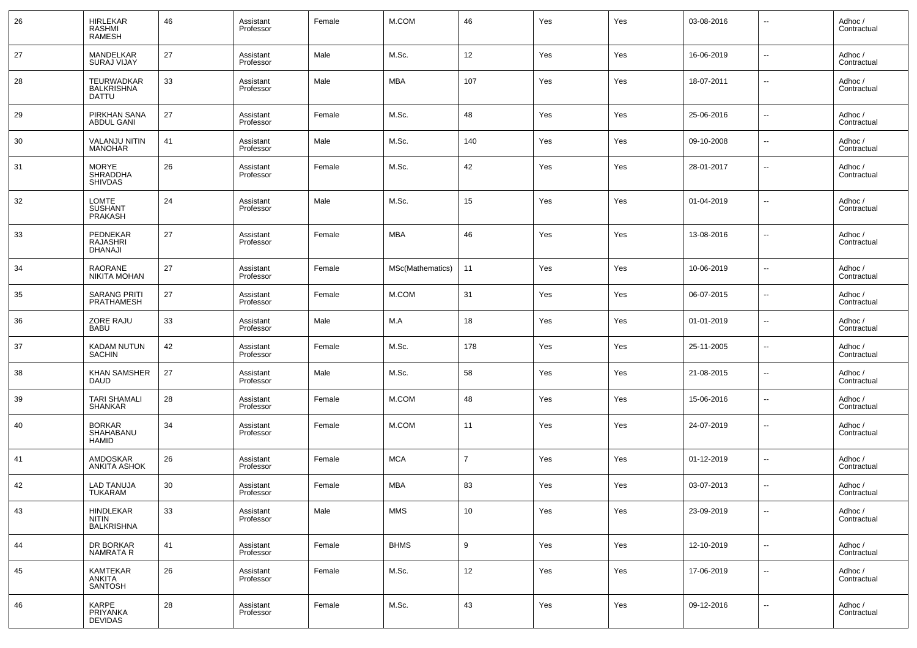| 26 | HIRLEKAR RASHMI RAMESH | 46 | Assistant Professor | Female | M.COM | 46 | Yes | Yes | 03-08-2016 | -- | Adhoc / Contractual |
|---|---|---|---|---|---|---|---|---|---|---|---|
| 27 | MANDELKAR SURAJ VIJAY | 27 | Assistant Professor | Male | M.Sc. | 12 | Yes | Yes | 16-06-2019 | -- | Adhoc / Contractual |
| 28 | TEURWADKAR BALKRISHNA DATTU | 33 | Assistant Professor | Male | MBA | 107 | Yes | Yes | 18-07-2011 | -- | Adhoc / Contractual |
| 29 | PIRKHAN SANA ABDUL GANI | 27 | Assistant Professor | Female | M.Sc. | 48 | Yes | Yes | 25-06-2016 | -- | Adhoc / Contractual |
| 30 | VALANJU NITIN MANOHAR | 41 | Assistant Professor | Male | M.Sc. | 140 | Yes | Yes | 09-10-2008 | -- | Adhoc / Contractual |
| 31 | MORYE SHRADDHA SHIVDAS | 26 | Assistant Professor | Female | M.Sc. | 42 | Yes | Yes | 28-01-2017 | -- | Adhoc / Contractual |
| 32 | LOMTE SUSHANT PRAKASH | 24 | Assistant Professor | Male | M.Sc. | 15 | Yes | Yes | 01-04-2019 | -- | Adhoc / Contractual |
| 33 | PEDNEKAR RAJASHRI DHANAJI | 27 | Assistant Professor | Female | MBA | 46 | Yes | Yes | 13-08-2016 | -- | Adhoc / Contractual |
| 34 | RAORANE NIKITA MOHAN | 27 | Assistant Professor | Female | MSc(Mathematics) | 11 | Yes | Yes | 10-06-2019 | -- | Adhoc / Contractual |
| 35 | SARANG PRITI PRATHAMESH | 27 | Assistant Professor | Female | M.COM | 31 | Yes | Yes | 06-07-2015 | -- | Adhoc / Contractual |
| 36 | ZORE RAJU BABU | 33 | Assistant Professor | Male | M.A | 18 | Yes | Yes | 01-01-2019 | -- | Adhoc / Contractual |
| 37 | KADAM NUTUN SACHIN | 42 | Assistant Professor | Female | M.Sc. | 178 | Yes | Yes | 25-11-2005 | -- | Adhoc / Contractual |
| 38 | KHAN SAMSHER DAUD | 27 | Assistant Professor | Male | M.Sc. | 58 | Yes | Yes | 21-08-2015 | -- | Adhoc / Contractual |
| 39 | TARI SHAMALI SHANKAR | 28 | Assistant Professor | Female | M.COM | 48 | Yes | Yes | 15-06-2016 | -- | Adhoc / Contractual |
| 40 | BORKAR SHAHABANU HAMID | 34 | Assistant Professor | Female | M.COM | 11 | Yes | Yes | 24-07-2019 | -- | Adhoc / Contractual |
| 41 | AMDOSKAR ANKITA ASHOK | 26 | Assistant Professor | Female | MCA | 7 | Yes | Yes | 01-12-2019 | -- | Adhoc / Contractual |
| 42 | LAD TANUJA TUKARAM | 30 | Assistant Professor | Female | MBA | 83 | Yes | Yes | 03-07-2013 | -- | Adhoc / Contractual |
| 43 | HINDLEKAR NITIN BALKRISHNA | 33 | Assistant Professor | Male | MMS | 10 | Yes | Yes | 23-09-2019 | -- | Adhoc / Contractual |
| 44 | DR BORKAR NAMRATA R | 41 | Assistant Professor | Female | BHMS | 9 | Yes | Yes | 12-10-2019 | -- | Adhoc / Contractual |
| 45 | KAMTEKAR ANKITA SANTOSH | 26 | Assistant Professor | Female | M.Sc. | 12 | Yes | Yes | 17-06-2019 | -- | Adhoc / Contractual |
| 46 | KARPE PRIYANKA DEVIDAS | 28 | Assistant Professor | Female | M.Sc. | 43 | Yes | Yes | 09-12-2016 | -- | Adhoc / Contractual |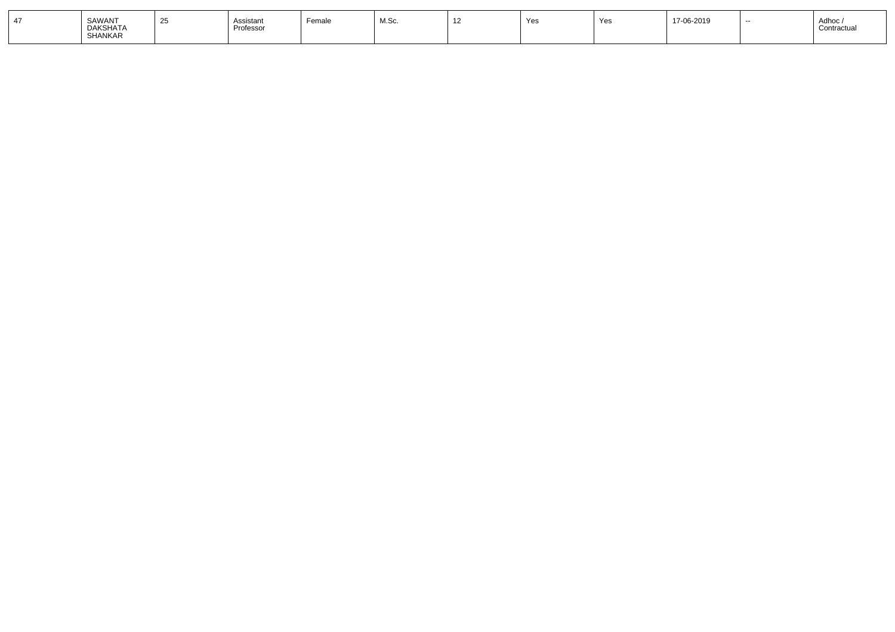| | | | | | | | | | | | |
|---|---|---|---|---|---|---|---|---|---|---|---|
| 47 | SAWANT DAKSHATA SHANKAR | 25 | Assistant Professor | Female | M.Sc. | 12 | Yes | Yes | 17-06-2019 | -- | Adhoc / Contractual |